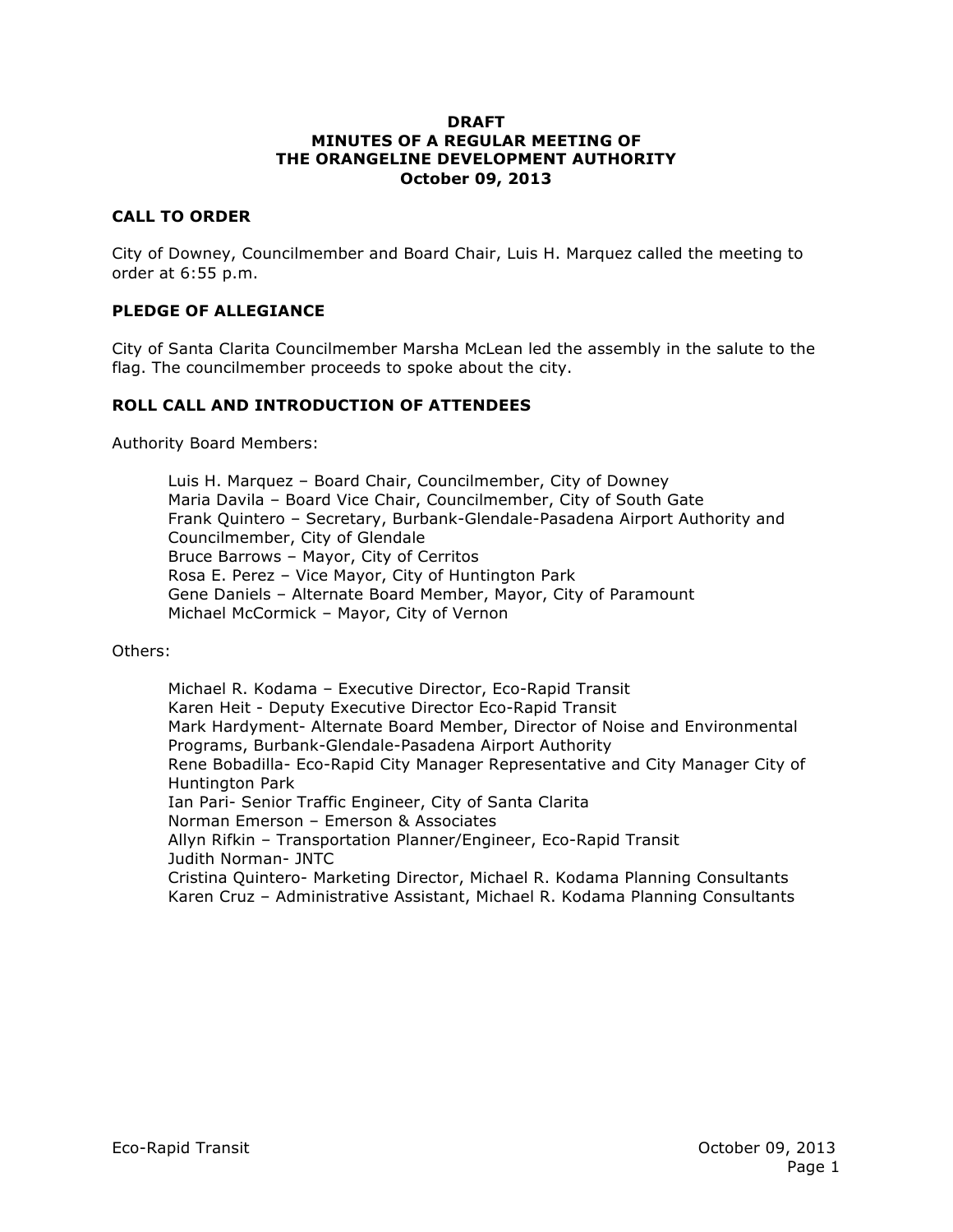**DRAFT**
**MINUTES OF A REGULAR MEETING OF**
**THE ORANGELINE DEVELOPMENT AUTHORITY**
**October 09, 2013**

## CALL TO ORDER

City of Downey, Councilmember and Board Chair, Luis H. Marquez called the meeting to order at 6:55 p.m.

## PLEDGE OF ALLEGIANCE

City of Santa Clarita Councilmember Marsha McLean led the assembly in the salute to the flag. The councilmember proceeds to spoke about the city.

## ROLL CALL AND INTRODUCTION OF ATTENDEES

Authority Board Members:

> Luis H. Marquez – Board Chair, Councilmember, City of Downey
> Maria Davila – Board Vice Chair, Councilmember, City of South Gate
> Frank Quintero – Secretary, Burbank-Glendale-Pasadena Airport Authority and Councilmember, City of Glendale
> Bruce Barrows – Mayor, City of Cerritos
> Rosa E. Perez – Vice Mayor, City of Huntington Park
> Gene Daniels – Alternate Board Member, Mayor, City of Paramount
> Michael McCormick – Mayor, City of Vernon

Others:

> Michael R. Kodama – Executive Director, Eco-Rapid Transit
> Karen Heit - Deputy Executive Director Eco-Rapid Transit
> Mark Hardyment- Alternate Board Member, Director of Noise and Environmental Programs, Burbank-Glendale-Pasadena Airport Authority
> Rene Bobadilla- Eco-Rapid City Manager Representative and City Manager City of Huntington Park
> Ian Pari- Senior Traffic Engineer, City of Santa Clarita
> Norman Emerson – Emerson & Associates
> Allyn Rifkin – Transportation Planner/Engineer, Eco-Rapid Transit
> Judith Norman- JNTC
> Cristina Quintero- Marketing Director, Michael R. Kodama Planning Consultants
> Karen Cruz – Administrative Assistant, Michael R. Kodama Planning Consultants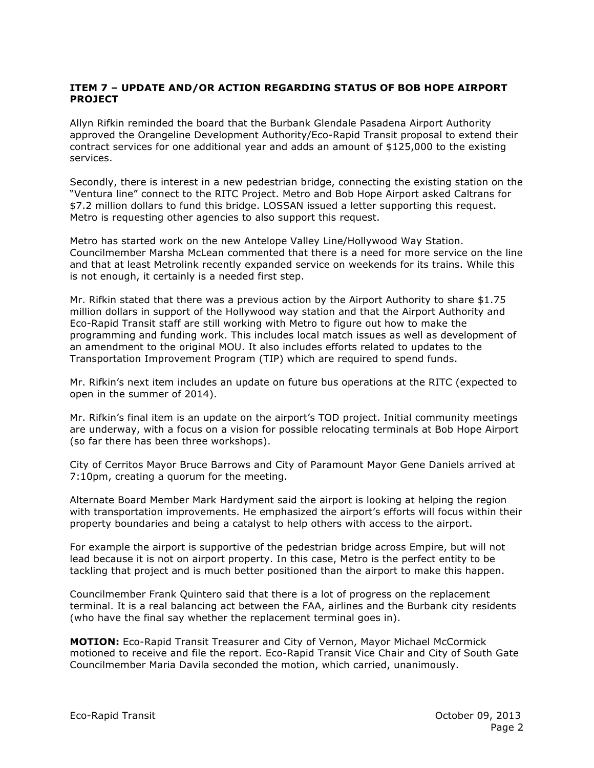**ITEM 7 – UPDATE AND/OR ACTION REGARDING STATUS OF BOB HOPE AIRPORT PROJECT**

Allyn Rifkin reminded the board that the Burbank Glendale Pasadena Airport Authority approved the Orangeline Development Authority/Eco-Rapid Transit proposal to extend their contract services for one additional year and adds an amount of $125,000 to the existing services.

Secondly, there is interest in a new pedestrian bridge, connecting the existing station on the "Ventura line" connect to the RITC Project. Metro and Bob Hope Airport asked Caltrans for $7.2 million dollars to fund this bridge. LOSSAN issued a letter supporting this request. Metro is requesting other agencies to also support this request.

Metro has started work on the new Antelope Valley Line/Hollywood Way Station. Councilmember Marsha McLean commented that there is a need for more service on the line and that at least Metrolink recently expanded service on weekends for its trains. While this is not enough, it certainly is a needed first step.

Mr. Rifkin stated that there was a previous action by the Airport Authority to share $1.75 million dollars in support of the Hollywood way station and that the Airport Authority and Eco-Rapid Transit staff are still working with Metro to figure out how to make the programming and funding work. This includes local match issues as well as development of an amendment to the original MOU. It also includes efforts related to updates to the Transportation Improvement Program (TIP) which are required to spend funds.

Mr. Rifkin's next item includes an update on future bus operations at the RITC (expected to open in the summer of 2014).

Mr. Rifkin's final item is an update on the airport's TOD project. Initial community meetings are underway, with a focus on a vision for possible relocating terminals at Bob Hope Airport (so far there has been three workshops).

City of Cerritos Mayor Bruce Barrows and City of Paramount Mayor Gene Daniels arrived at 7:10pm, creating a quorum for the meeting.

Alternate Board Member Mark Hardyment said the airport is looking at helping the region with transportation improvements. He emphasized the airport's efforts will focus within their property boundaries and being a catalyst to help others with access to the airport.

For example the airport is supportive of the pedestrian bridge across Empire, but will not lead because it is not on airport property. In this case, Metro is the perfect entity to be tackling that project and is much better positioned than the airport to make this happen.

Councilmember Frank Quintero said that there is a lot of progress on the replacement terminal. It is a real balancing act between the FAA, airlines and the Burbank city residents (who have the final say whether the replacement terminal goes in).

**MOTION:** Eco-Rapid Transit Treasurer and City of Vernon, Mayor Michael McCormick motioned to receive and file the report. Eco-Rapid Transit Vice Chair and City of South Gate Councilmember Maria Davila seconded the motion, which carried, unanimously.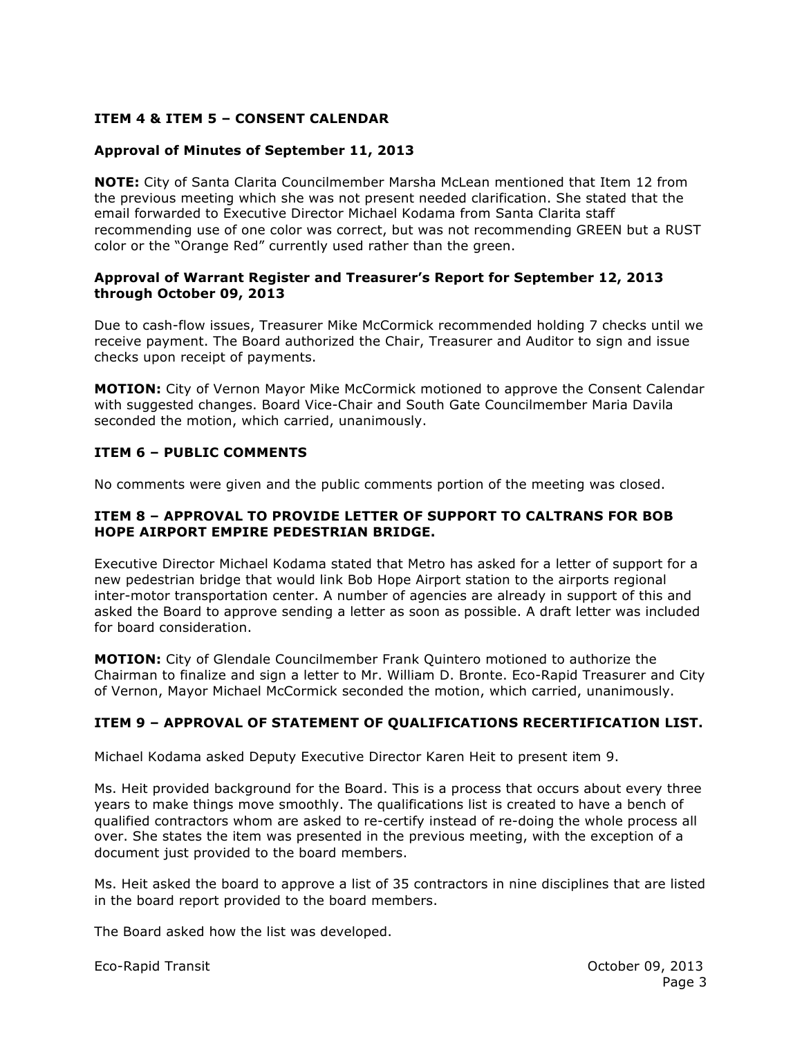**ITEM 4 & ITEM 5 – CONSENT CALENDAR**

**Approval of Minutes of September 11, 2013**

**NOTE:** City of Santa Clarita Councilmember Marsha McLean mentioned that Item 12 from the previous meeting which she was not present needed clarification. She stated that the email forwarded to Executive Director Michael Kodama from Santa Clarita staff recommending use of one color was correct, but was not recommending GREEN but a RUST color or the "Orange Red" currently used rather than the green.

**Approval of Warrant Register and Treasurer's Report for September 12, 2013 through October 09, 2013**

Due to cash-flow issues, Treasurer Mike McCormick recommended holding 7 checks until we receive payment. The Board authorized the Chair, Treasurer and Auditor to sign and issue checks upon receipt of payments.

**MOTION:** City of Vernon Mayor Mike McCormick motioned to approve the Consent Calendar with suggested changes. Board Vice-Chair and South Gate Councilmember Maria Davila seconded the motion, which carried, unanimously.

**ITEM 6 – PUBLIC COMMENTS**

No comments were given and the public comments portion of the meeting was closed.

**ITEM 8 – APPROVAL TO PROVIDE LETTER OF SUPPORT TO CALTRANS FOR BOB HOPE AIRPORT EMPIRE PEDESTRIAN BRIDGE.**

Executive Director Michael Kodama stated that Metro has asked for a letter of support for a new pedestrian bridge that would link Bob Hope Airport station to the airports regional inter-motor transportation center. A number of agencies are already in support of this and asked the Board to approve sending a letter as soon as possible. A draft letter was included for board consideration.

**MOTION:** City of Glendale Councilmember Frank Quintero motioned to authorize the Chairman to finalize and sign a letter to Mr. William D. Bronte. Eco-Rapid Treasurer and City of Vernon, Mayor Michael McCormick seconded the motion, which carried, unanimously.

**ITEM 9 – APPROVAL OF STATEMENT OF QUALIFICATIONS RECERTIFICATION LIST.**

Michael Kodama asked Deputy Executive Director Karen Heit to present item 9.

Ms. Heit provided background for the Board. This is a process that occurs about every three years to make things move smoothly. The qualifications list is created to have a bench of qualified contractors whom are asked to re-certify instead of re-doing the whole process all over. She states the item was presented in the previous meeting, with the exception of a document just provided to the board members.

Ms. Heit asked the board to approve a list of 35 contractors in nine disciplines that are listed in the board report provided to the board members.

The Board asked how the list was developed.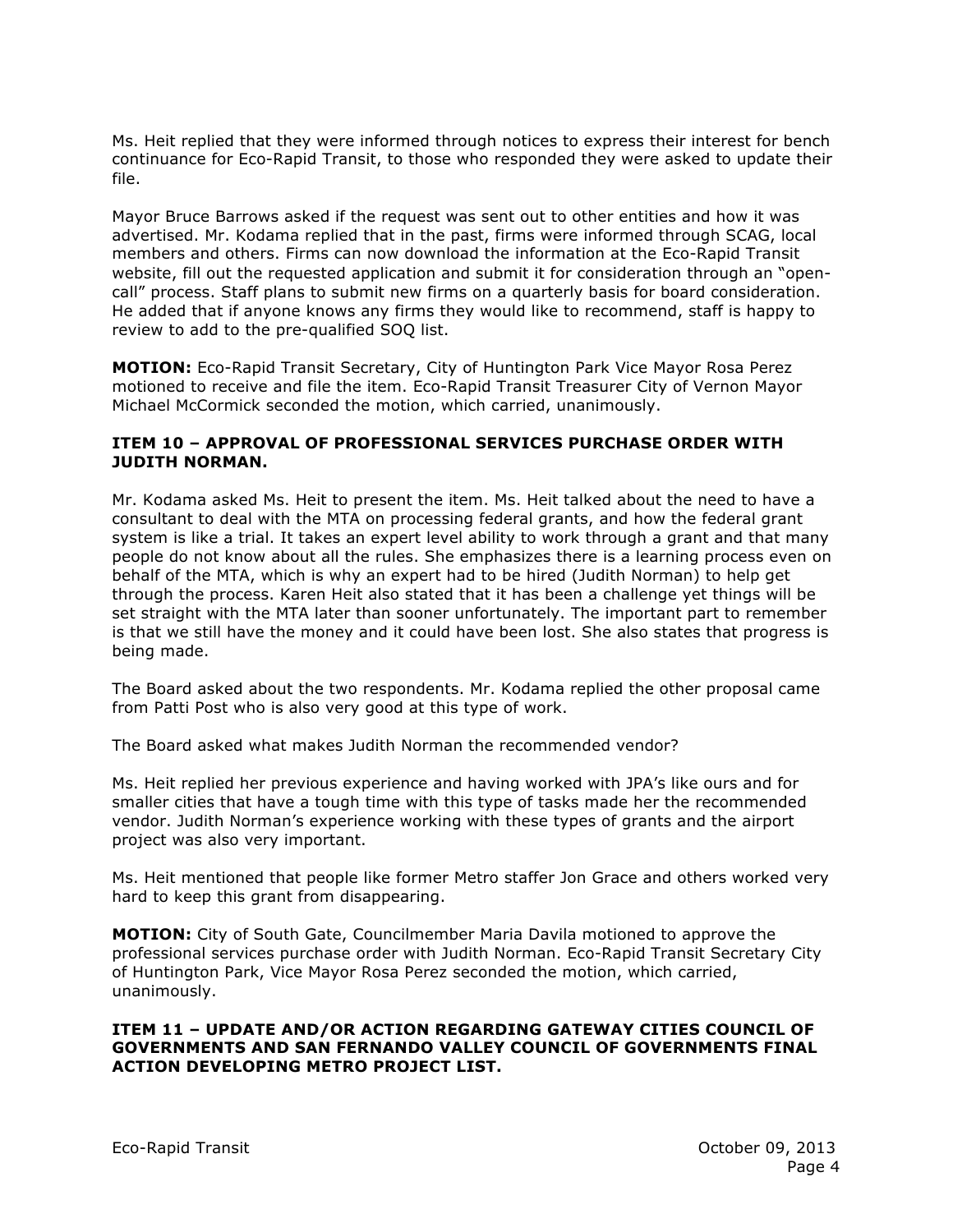Ms. Heit replied that they were informed through notices to express their interest for bench continuance for Eco-Rapid Transit, to those who responded they were asked to update their file.

Mayor Bruce Barrows asked if the request was sent out to other entities and how it was advertised. Mr. Kodama replied that in the past, firms were informed through SCAG, local members and others. Firms can now download the information at the Eco-Rapid Transit website, fill out the requested application and submit it for consideration through an "open-call" process. Staff plans to submit new firms on a quarterly basis for board consideration. He added that if anyone knows any firms they would like to recommend, staff is happy to review to add to the pre-qualified SOQ list.

**MOTION:** Eco-Rapid Transit Secretary, City of Huntington Park Vice Mayor Rosa Perez motioned to receive and file the item. Eco-Rapid Transit Treasurer City of Vernon Mayor Michael McCormick seconded the motion, which carried, unanimously.

**ITEM 10 – APPROVAL OF PROFESSIONAL SERVICES PURCHASE ORDER WITH JUDITH NORMAN.**

Mr. Kodama asked Ms. Heit to present the item. Ms. Heit talked about the need to have a consultant to deal with the MTA on processing federal grants, and how the federal grant system is like a trial. It takes an expert level ability to work through a grant and that many people do not know about all the rules. She emphasizes there is a learning process even on behalf of the MTA, which is why an expert had to be hired (Judith Norman) to help get through the process. Karen Heit also stated that it has been a challenge yet things will be set straight with the MTA later than sooner unfortunately. The important part to remember is that we still have the money and it could have been lost. She also states that progress is being made.

The Board asked about the two respondents. Mr. Kodama replied the other proposal came from Patti Post who is also very good at this type of work.

The Board asked what makes Judith Norman the recommended vendor?

Ms. Heit replied her previous experience and having worked with JPA's like ours and for smaller cities that have a tough time with this type of tasks made her the recommended vendor. Judith Norman's experience working with these types of grants and the airport project was also very important.

Ms. Heit mentioned that people like former Metro staffer Jon Grace and others worked very hard to keep this grant from disappearing.

**MOTION:** City of South Gate, Councilmember Maria Davila motioned to approve the professional services purchase order with Judith Norman. Eco-Rapid Transit Secretary City of Huntington Park, Vice Mayor Rosa Perez seconded the motion, which carried, unanimously.

**ITEM 11 – UPDATE AND/OR ACTION REGARDING GATEWAY CITIES COUNCIL OF GOVERNMENTS AND SAN FERNANDO VALLEY COUNCIL OF GOVERNMENTS FINAL ACTION DEVELOPING METRO PROJECT LIST.**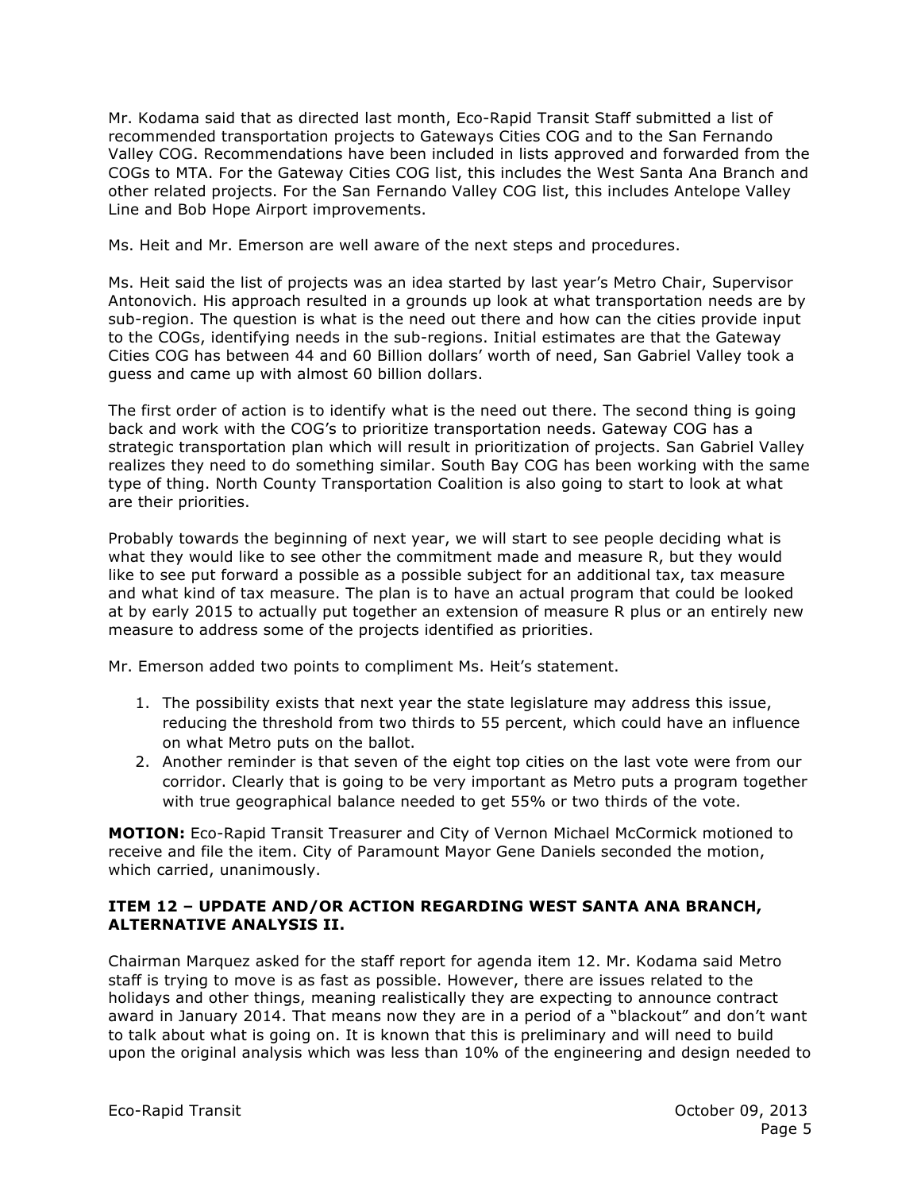Mr. Kodama said that as directed last month, Eco-Rapid Transit Staff submitted a list of recommended transportation projects to Gateways Cities COG and to the San Fernando Valley COG. Recommendations have been included in lists approved and forwarded from the COGs to MTA. For the Gateway Cities COG list, this includes the West Santa Ana Branch and other related projects. For the San Fernando Valley COG list, this includes Antelope Valley Line and Bob Hope Airport improvements.

Ms. Heit and Mr. Emerson are well aware of the next steps and procedures.

Ms. Heit said the list of projects was an idea started by last year's Metro Chair, Supervisor Antonovich. His approach resulted in a grounds up look at what transportation needs are by sub-region. The question is what is the need out there and how can the cities provide input to the COGs, identifying needs in the sub-regions. Initial estimates are that the Gateway Cities COG has between 44 and 60 Billion dollars' worth of need, San Gabriel Valley took a guess and came up with almost 60 billion dollars.

The first order of action is to identify what is the need out there. The second thing is going back and work with the COG's to prioritize transportation needs. Gateway COG has a strategic transportation plan which will result in prioritization of projects. San Gabriel Valley realizes they need to do something similar. South Bay COG has been working with the same type of thing. North County Transportation Coalition is also going to start to look at what are their priorities.

Probably towards the beginning of next year, we will start to see people deciding what is what they would like to see other the commitment made and measure R, but they would like to see put forward a possible as a possible subject for an additional tax, tax measure and what kind of tax measure. The plan is to have an actual program that could be looked at by early 2015 to actually put together an extension of measure R plus or an entirely new measure to address some of the projects identified as priorities.

Mr. Emerson added two points to compliment Ms. Heit's statement.

1. The possibility exists that next year the state legislature may address this issue, reducing the threshold from two thirds to 55 percent, which could have an influence on what Metro puts on the ballot.
2. Another reminder is that seven of the eight top cities on the last vote were from our corridor. Clearly that is going to be very important as Metro puts a program together with true geographical balance needed to get 55% or two thirds of the vote.

**MOTION:** Eco-Rapid Transit Treasurer and City of Vernon Michael McCormick motioned to receive and file the item. City of Paramount Mayor Gene Daniels seconded the motion, which carried, unanimously.

**ITEM 12 – UPDATE AND/OR ACTION REGARDING WEST SANTA ANA BRANCH, ALTERNATIVE ANALYSIS II.**

Chairman Marquez asked for the staff report for agenda item 12. Mr. Kodama said Metro staff is trying to move is as fast as possible. However, there are issues related to the holidays and other things, meaning realistically they are expecting to announce contract award in January 2014. That means now they are in a period of a "blackout" and don't want to talk about what is going on. It is known that this is preliminary and will need to build upon the original analysis which was less than 10% of the engineering and design needed to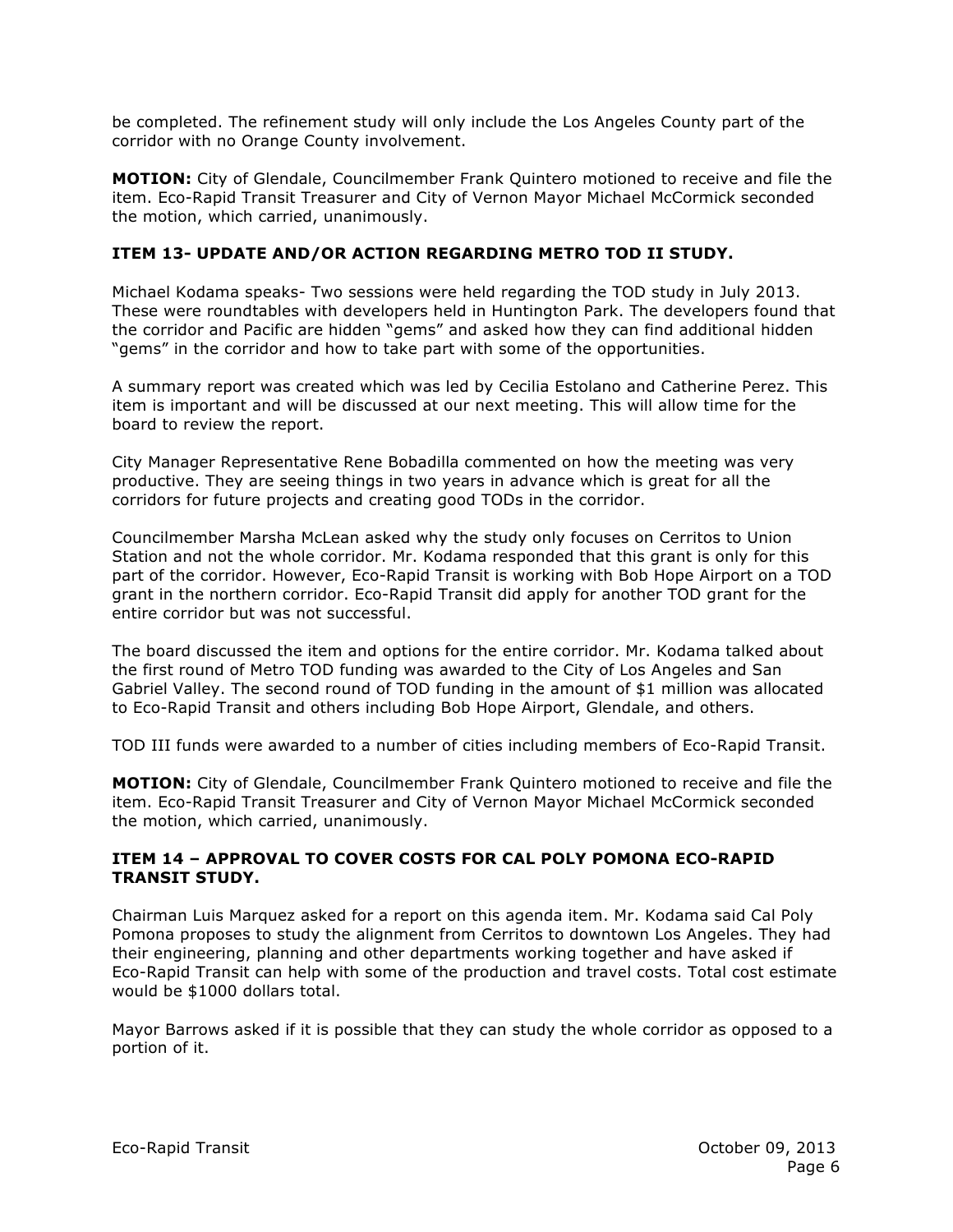be completed. The refinement study will only include the Los Angeles County part of the corridor with no Orange County involvement.

**MOTION:** City of Glendale, Councilmember Frank Quintero motioned to receive and file the item. Eco-Rapid Transit Treasurer and City of Vernon Mayor Michael McCormick seconded the motion, which carried, unanimously.

**ITEM 13- UPDATE AND/OR ACTION REGARDING METRO TOD II STUDY.**

Michael Kodama speaks- Two sessions were held regarding the TOD study in July 2013. These were roundtables with developers held in Huntington Park. The developers found that the corridor and Pacific are hidden "gems" and asked how they can find additional hidden "gems" in the corridor and how to take part with some of the opportunities.

A summary report was created which was led by Cecilia Estolano and Catherine Perez. This item is important and will be discussed at our next meeting. This will allow time for the board to review the report.

City Manager Representative Rene Bobadilla commented on how the meeting was very productive. They are seeing things in two years in advance which is great for all the corridors for future projects and creating good TODs in the corridor.

Councilmember Marsha McLean asked why the study only focuses on Cerritos to Union Station and not the whole corridor. Mr. Kodama responded that this grant is only for this part of the corridor. However, Eco-Rapid Transit is working with Bob Hope Airport on a TOD grant in the northern corridor. Eco-Rapid Transit did apply for another TOD grant for the entire corridor but was not successful.

The board discussed the item and options for the entire corridor. Mr. Kodama talked about the first round of Metro TOD funding was awarded to the City of Los Angeles and San Gabriel Valley. The second round of TOD funding in the amount of $1 million was allocated to Eco-Rapid Transit and others including Bob Hope Airport, Glendale, and others.

TOD III funds were awarded to a number of cities including members of Eco-Rapid Transit.

**MOTION:** City of Glendale, Councilmember Frank Quintero motioned to receive and file the item. Eco-Rapid Transit Treasurer and City of Vernon Mayor Michael McCormick seconded the motion, which carried, unanimously.

**ITEM 14 – APPROVAL TO COVER COSTS FOR CAL POLY POMONA ECO-RAPID TRANSIT STUDY.**

Chairman Luis Marquez asked for a report on this agenda item. Mr. Kodama said Cal Poly Pomona proposes to study the alignment from Cerritos to downtown Los Angeles. They had their engineering, planning and other departments working together and have asked if Eco-Rapid Transit can help with some of the production and travel costs. Total cost estimate would be $1000 dollars total.

Mayor Barrows asked if it is possible that they can study the whole corridor as opposed to a portion of it.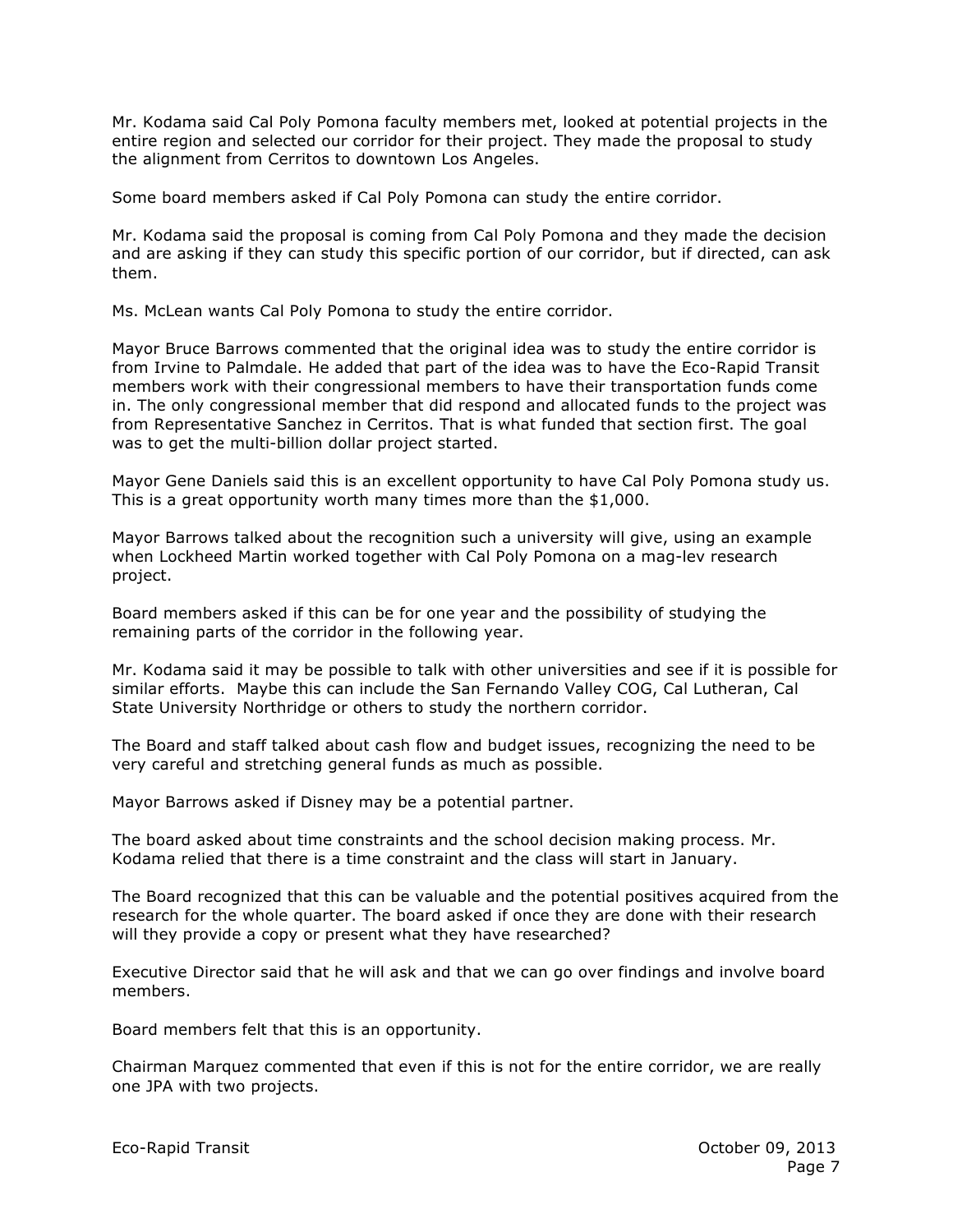Mr. Kodama said Cal Poly Pomona faculty members met, looked at potential projects in the entire region and selected our corridor for their project. They made the proposal to study the alignment from Cerritos to downtown Los Angeles.

Some board members asked if Cal Poly Pomona can study the entire corridor.

Mr. Kodama said the proposal is coming from Cal Poly Pomona and they made the decision and are asking if they can study this specific portion of our corridor, but if directed, can ask them.

Ms. McLean wants Cal Poly Pomona to study the entire corridor.

Mayor Bruce Barrows commented that the original idea was to study the entire corridor is from Irvine to Palmdale. He added that part of the idea was to have the Eco-Rapid Transit members work with their congressional members to have their transportation funds come in. The only congressional member that did respond and allocated funds to the project was from Representative Sanchez in Cerritos. That is what funded that section first. The goal was to get the multi-billion dollar project started.

Mayor Gene Daniels said this is an excellent opportunity to have Cal Poly Pomona study us. This is a great opportunity worth many times more than the $1,000.

Mayor Barrows talked about the recognition such a university will give, using an example when Lockheed Martin worked together with Cal Poly Pomona on a mag-lev research project.

Board members asked if this can be for one year and the possibility of studying the remaining parts of the corridor in the following year.

Mr. Kodama said it may be possible to talk with other universities and see if it is possible for similar efforts. Maybe this can include the San Fernando Valley COG, Cal Lutheran, Cal State University Northridge or others to study the northern corridor.

The Board and staff talked about cash flow and budget issues, recognizing the need to be very careful and stretching general funds as much as possible.

Mayor Barrows asked if Disney may be a potential partner.

The board asked about time constraints and the school decision making process. Mr. Kodama relied that there is a time constraint and the class will start in January.

The Board recognized that this can be valuable and the potential positives acquired from the research for the whole quarter. The board asked if once they are done with their research will they provide a copy or present what they have researched?

Executive Director said that he will ask and that we can go over findings and involve board members.

Board members felt that this is an opportunity.

Chairman Marquez commented that even if this is not for the entire corridor, we are really one JPA with two projects.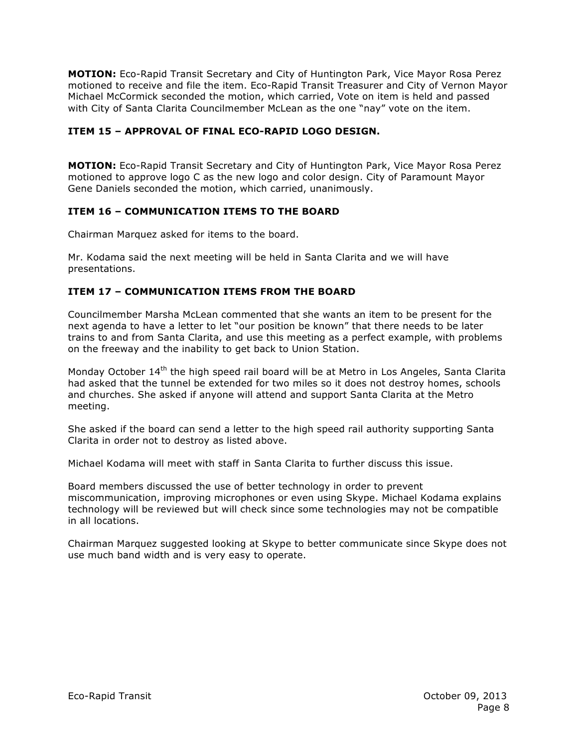**MOTION:** Eco-Rapid Transit Secretary and City of Huntington Park, Vice Mayor Rosa Perez motioned to receive and file the item. Eco-Rapid Transit Treasurer and City of Vernon Mayor Michael McCormick seconded the motion, which carried, Vote on item is held and passed with City of Santa Clarita Councilmember McLean as the one "nay" vote on the item.

### ITEM 15 – APPROVAL OF FINAL ECO-RAPID LOGO DESIGN.

**MOTION:** Eco-Rapid Transit Secretary and City of Huntington Park, Vice Mayor Rosa Perez motioned to approve logo C as the new logo and color design. City of Paramount Mayor Gene Daniels seconded the motion, which carried, unanimously.

### ITEM 16 – COMMUNICATION ITEMS TO THE BOARD

Chairman Marquez asked for items to the board.

Mr. Kodama said the next meeting will be held in Santa Clarita and we will have presentations.

### ITEM 17 – COMMUNICATION ITEMS FROM THE BOARD

Councilmember Marsha McLean commented that she wants an item to be present for the next agenda to have a letter to let "our position be known" that there needs to be later trains to and from Santa Clarita, and use this meeting as a perfect example, with problems on the freeway and the inability to get back to Union Station.

Monday October 14th the high speed rail board will be at Metro in Los Angeles, Santa Clarita had asked that the tunnel be extended for two miles so it does not destroy homes, schools and churches. She asked if anyone will attend and support Santa Clarita at the Metro meeting.

She asked if the board can send a letter to the high speed rail authority supporting Santa Clarita in order not to destroy as listed above.

Michael Kodama will meet with staff in Santa Clarita to further discuss this issue.

Board members discussed the use of better technology in order to prevent miscommunication, improving microphones or even using Skype. Michael Kodama explains technology will be reviewed but will check since some technologies may not be compatible in all locations.

Chairman Marquez suggested looking at Skype to better communicate since Skype does not use much band width and is very easy to operate.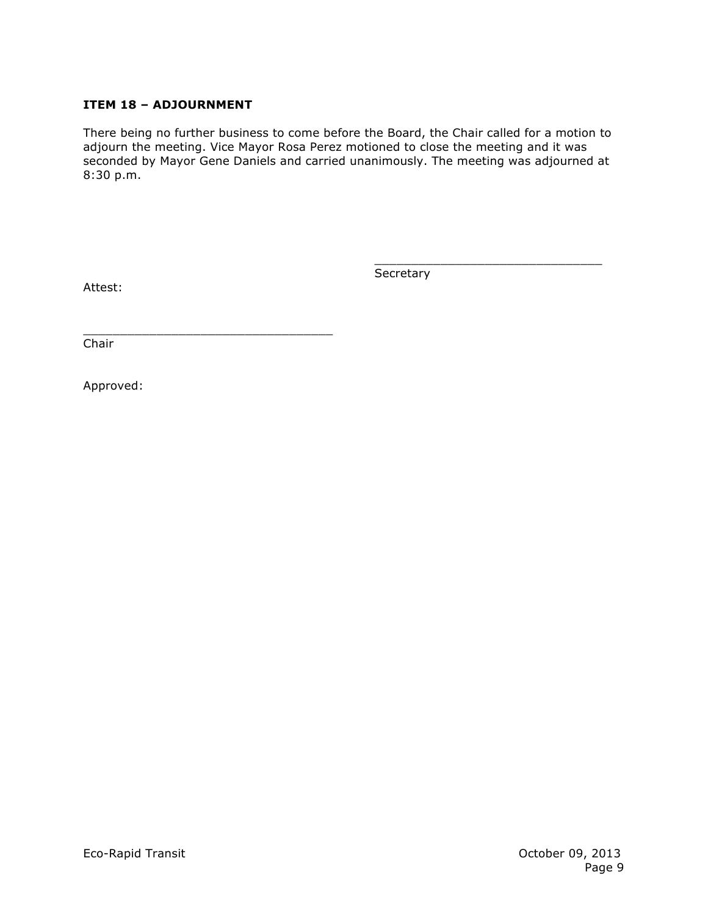**ITEM 18 – ADJOURNMENT**

There being no further business to come before the Board, the Chair called for a motion to adjourn the meeting. Vice Mayor Rosa Perez motioned to close the meeting and it was seconded by Mayor Gene Daniels and carried unanimously. The meeting was adjourned at 8:30 p.m.

______________________________
Secretary

Attest:

_________________________________
Chair

Approved: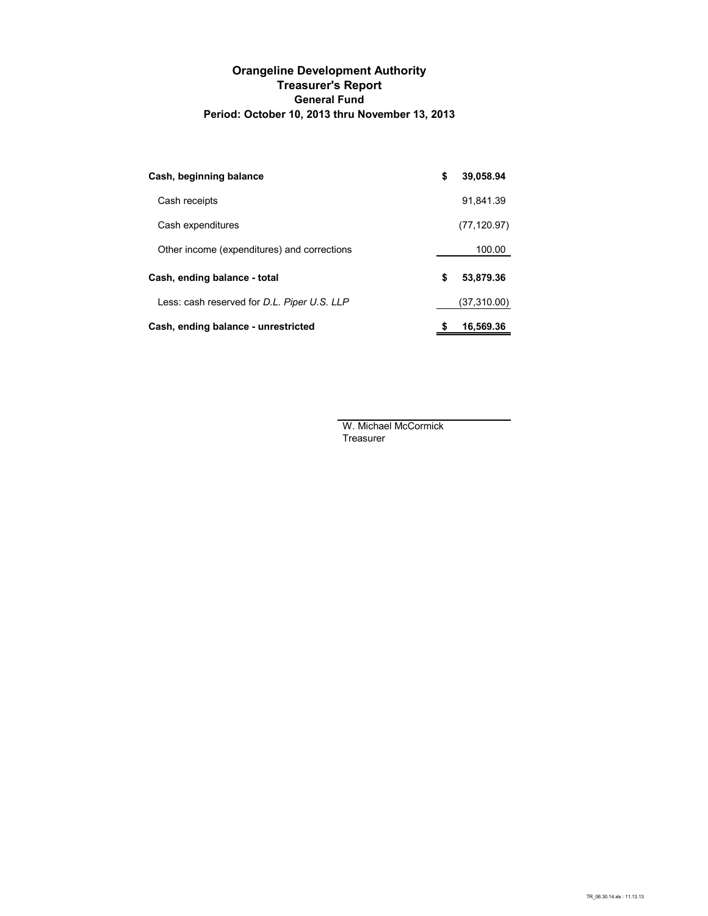# Orangeline Development Authority
## Treasurer's Report
### General Fund
### Period: October 10, 2013 thru November 13, 2013

| | |
|---|---|
| **Cash, beginning balance** | **$ 39,058.94** |
| Cash receipts | 91,841.39 |
| Cash expenditures | (77,120.97) |
| Other income (expenditures) and corrections | 100.00 |
| **Cash, ending balance - total** | **$ 53,879.36** |
| Less: cash reserved for *D.L. Piper U.S. LLP* | (37,310.00) |
| **Cash, ending balance - unrestricted** | **$ 16,569.36** |

W. Michael McCormick
Treasurer

TR_06.30.14.xls : 11.13.13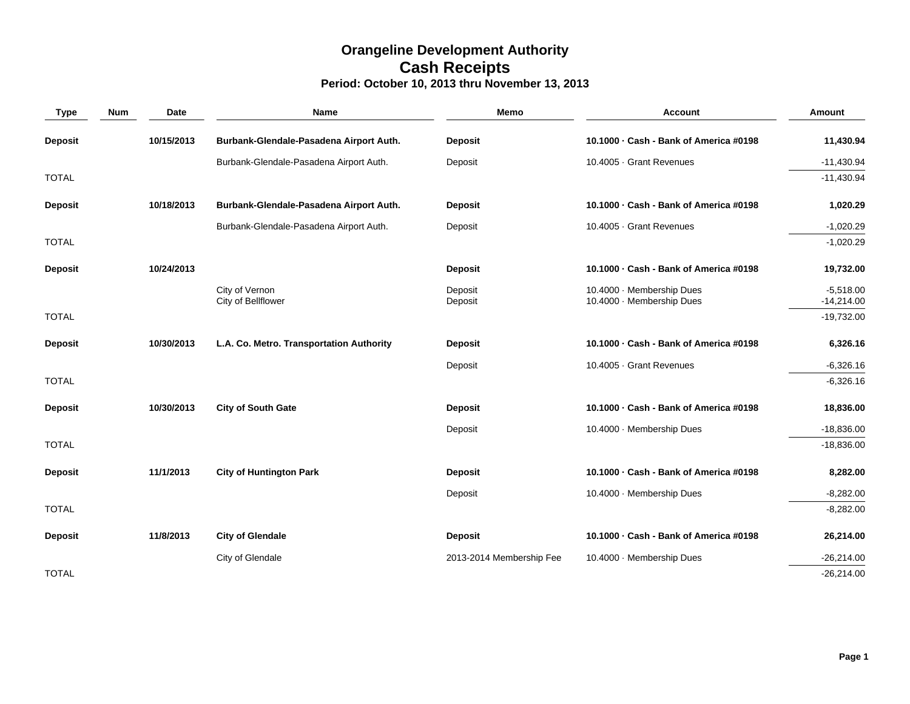# Orangeline Development Authority
## Cash Receipts
### Period: October 10, 2013 thru November 13, 2013

| Type | Num | Date | Name | Memo | Account | Amount |
|---|---|---|---|---|---|---|
| **Deposit** | | **10/15/2013** | **Burbank-Glendale-Pasadena Airport Auth.** | **Deposit** | **10.1000 · Cash - Bank of America #0198** | **11,430.94** |
| | | | Burbank-Glendale-Pasadena Airport Auth. | Deposit | 10.4005 · Grant Revenues | -11,430.94 |
| TOTAL | | | | | | -11,430.94 |
| **Deposit** | | **10/18/2013** | **Burbank-Glendale-Pasadena Airport Auth.** | **Deposit** | **10.1000 · Cash - Bank of America #0198** | **1,020.29** |
| | | | Burbank-Glendale-Pasadena Airport Auth. | Deposit | 10.4005 · Grant Revenues | -1,020.29 |
| TOTAL | | | | | | -1,020.29 |
| **Deposit** | | **10/24/2013** | | **Deposit** | **10.1000 · Cash - Bank of America #0198** | **19,732.00** |
| | | | City of Vernon | Deposit | 10.4000 · Membership Dues | -5,518.00 |
| | | | City of Bellflower | Deposit | 10.4000 · Membership Dues | -14,214.00 |
| TOTAL | | | | | | -19,732.00 |
| **Deposit** | | **10/30/2013** | **L.A. Co. Metro. Transportation Authority** | **Deposit** | **10.1000 · Cash - Bank of America #0198** | **6,326.16** |
| | | | | Deposit | 10.4005 · Grant Revenues | -6,326.16 |
| TOTAL | | | | | | -6,326.16 |
| **Deposit** | | **10/30/2013** | **City of South Gate** | **Deposit** | **10.1000 · Cash - Bank of America #0198** | **18,836.00** |
| | | | | Deposit | 10.4000 · Membership Dues | -18,836.00 |
| TOTAL | | | | | | -18,836.00 |
| **Deposit** | | **11/1/2013** | **City of Huntington Park** | **Deposit** | **10.1000 · Cash - Bank of America #0198** | **8,282.00** |
| | | | | Deposit | 10.4000 · Membership Dues | -8,282.00 |
| TOTAL | | | | | | -8,282.00 |
| **Deposit** | | **11/8/2013** | **City of Glendale** | **Deposit** | **10.1000 · Cash - Bank of America #0198** | **26,214.00** |
| | | | City of Glendale | 2013-2014 Membership Fee | 10.4000 · Membership Dues | -26,214.00 |
| TOTAL | | | | | | -26,214.00 |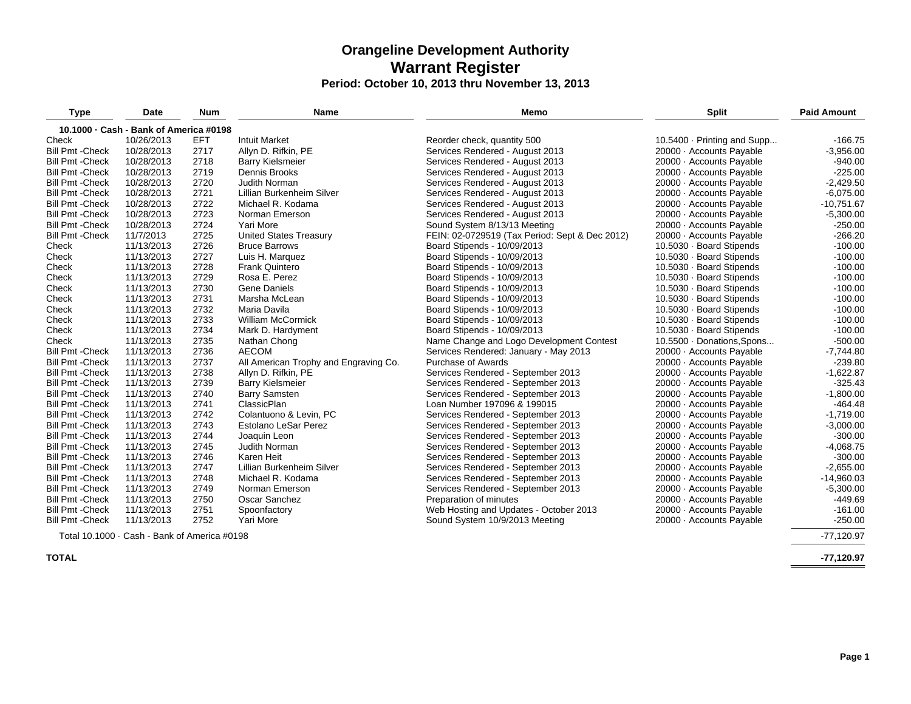# Orangeline Development Authority

## Warrant Register

### Period: October 10, 2013 thru November 13, 2013

| Type | Date | Num | Name | Memo | Split | Paid Amount |
|---|---|---|---|---|---|---|
| **10.1000 · Cash - Bank of America #0198** | | | | | | |
| Check | 10/26/2013 | EFT | Intuit Market | Reorder check, quantity 500 | 10.5400 · Printing and Supp... | -166.75 |
| Bill Pmt -Check | 10/28/2013 | 2717 | Allyn D. Rifkin, PE | Services Rendered - August 2013 | 20000 · Accounts Payable | -3,956.00 |
| Bill Pmt -Check | 10/28/2013 | 2718 | Barry Kielsmeier | Services Rendered - August 2013 | 20000 · Accounts Payable | -940.00 |
| Bill Pmt -Check | 10/28/2013 | 2719 | Dennis Brooks | Services Rendered - August 2013 | 20000 · Accounts Payable | -225.00 |
| Bill Pmt -Check | 10/28/2013 | 2720 | Judith Norman | Services Rendered - August 2013 | 20000 · Accounts Payable | -2,429.50 |
| Bill Pmt -Check | 10/28/2013 | 2721 | Lillian Burkenheim Silver | Services Rendered - August 2013 | 20000 · Accounts Payable | -6,075.00 |
| Bill Pmt -Check | 10/28/2013 | 2722 | Michael R. Kodama | Services Rendered - August 2013 | 20000 · Accounts Payable | -10,751.67 |
| Bill Pmt -Check | 10/28/2013 | 2723 | Norman Emerson | Services Rendered - August 2013 | 20000 · Accounts Payable | -5,300.00 |
| Bill Pmt -Check | 10/28/2013 | 2724 | Yari More | Sound System 8/13/13 Meeting | 20000 · Accounts Payable | -250.00 |
| Bill Pmt -Check | 11/7/2013 | 2725 | United States Treasury | FEIN: 02-0729519 (Tax Period: Sept & Dec 2012) | 20000 · Accounts Payable | -266.20 |
| Check | 11/13/2013 | 2726 | Bruce Barrows | Board Stipends - 10/09/2013 | 10.5030 · Board Stipends | -100.00 |
| Check | 11/13/2013 | 2727 | Luis H. Marquez | Board Stipends - 10/09/2013 | 10.5030 · Board Stipends | -100.00 |
| Check | 11/13/2013 | 2728 | Frank Quintero | Board Stipends - 10/09/2013 | 10.5030 · Board Stipends | -100.00 |
| Check | 11/13/2013 | 2729 | Rosa E. Perez | Board Stipends - 10/09/2013 | 10.5030 · Board Stipends | -100.00 |
| Check | 11/13/2013 | 2730 | Gene Daniels | Board Stipends - 10/09/2013 | 10.5030 · Board Stipends | -100.00 |
| Check | 11/13/2013 | 2731 | Marsha McLean | Board Stipends - 10/09/2013 | 10.5030 · Board Stipends | -100.00 |
| Check | 11/13/2013 | 2732 | Maria Davila | Board Stipends - 10/09/2013 | 10.5030 · Board Stipends | -100.00 |
| Check | 11/13/2013 | 2733 | William McCormick | Board Stipends - 10/09/2013 | 10.5030 · Board Stipends | -100.00 |
| Check | 11/13/2013 | 2734 | Mark D. Hardyment | Board Stipends - 10/09/2013 | 10.5030 · Board Stipends | -100.00 |
| Check | 11/13/2013 | 2735 | Nathan Chong | Name Change and Logo Development Contest | 10.5500 · Donations,Spons... | -500.00 |
| Bill Pmt -Check | 11/13/2013 | 2736 | AECOM | Services Rendered: January - May 2013 | 20000 · Accounts Payable | -7,744.80 |
| Bill Pmt -Check | 11/13/2013 | 2737 | All American Trophy and Engraving Co. | Purchase of Awards | 20000 · Accounts Payable | -239.80 |
| Bill Pmt -Check | 11/13/2013 | 2738 | Allyn D. Rifkin, PE | Services Rendered - September 2013 | 20000 · Accounts Payable | -1,622.87 |
| Bill Pmt -Check | 11/13/2013 | 2739 | Barry Kielsmeier | Services Rendered - September 2013 | 20000 · Accounts Payable | -325.43 |
| Bill Pmt -Check | 11/13/2013 | 2740 | Barry Samsten | Services Rendered - September 2013 | 20000 · Accounts Payable | -1,800.00 |
| Bill Pmt -Check | 11/13/2013 | 2741 | ClassicPlan | Loan Number 197096 & 199015 | 20000 · Accounts Payable | -464.48 |
| Bill Pmt -Check | 11/13/2013 | 2742 | Colantuono & Levin, PC | Services Rendered - September 2013 | 20000 · Accounts Payable | -1,719.00 |
| Bill Pmt -Check | 11/13/2013 | 2743 | Estolano LeSar Perez | Services Rendered - September 2013 | 20000 · Accounts Payable | -3,000.00 |
| Bill Pmt -Check | 11/13/2013 | 2744 | Joaquin Leon | Services Rendered - September 2013 | 20000 · Accounts Payable | -300.00 |
| Bill Pmt -Check | 11/13/2013 | 2745 | Judith Norman | Services Rendered - September 2013 | 20000 · Accounts Payable | -4,068.75 |
| Bill Pmt -Check | 11/13/2013 | 2746 | Karen Heit | Services Rendered - September 2013 | 20000 · Accounts Payable | -300.00 |
| Bill Pmt -Check | 11/13/2013 | 2747 | Lillian Burkenheim Silver | Services Rendered - September 2013 | 20000 · Accounts Payable | -2,655.00 |
| Bill Pmt -Check | 11/13/2013 | 2748 | Michael R. Kodama | Services Rendered - September 2013 | 20000 · Accounts Payable | -14,960.03 |
| Bill Pmt -Check | 11/13/2013 | 2749 | Norman Emerson | Services Rendered - September 2013 | 20000 · Accounts Payable | -5,300.00 |
| Bill Pmt -Check | 11/13/2013 | 2750 | Oscar Sanchez | Preparation of minutes | 20000 · Accounts Payable | -449.69 |
| Bill Pmt -Check | 11/13/2013 | 2751 | Spoonfactory | Web Hosting and Updates - October 2013 | 20000 · Accounts Payable | -161.00 |
| Bill Pmt -Check | 11/13/2013 | 2752 | Yari More | Sound System 10/9/2013 Meeting | 20000 · Accounts Payable | -250.00 |
| Total 10.1000 · Cash - Bank of America #0198 | | | | | | -77,120.97 |
| **TOTAL** | | | | | | **-77,120.97** |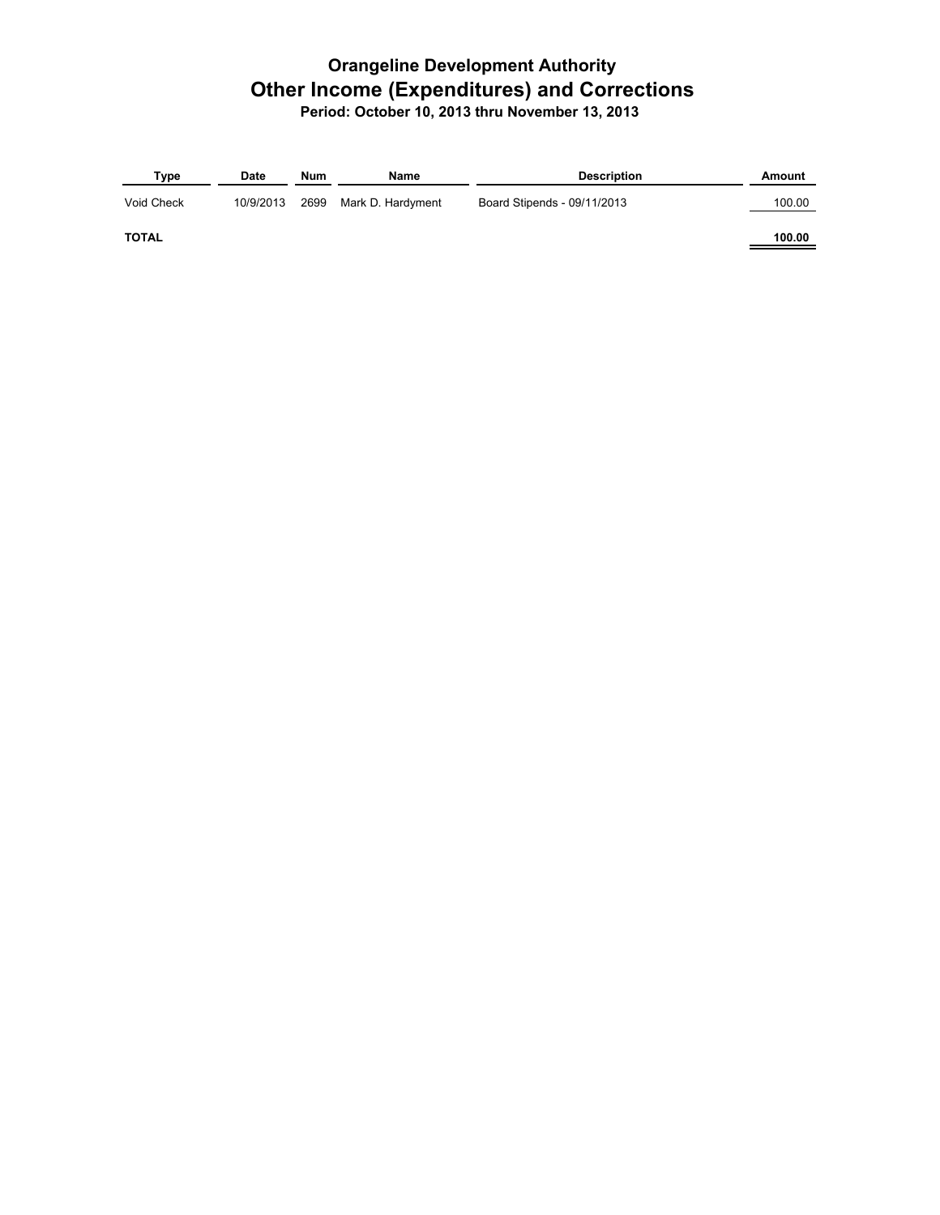# Orangeline Development Authority

## Other Income (Expenditures) and Corrections

**Period: October 10, 2013 thru November 13, 2013**

| Type | Date | Num | Name | Description | Amount |
|---|---|---|---|---|---|
| Void Check | 10/9/2013 | 2699 | Mark D. Hardyment | Board Stipends - 09/11/2013 | 100.00 |
| **TOTAL** | | | | | **100.00** |